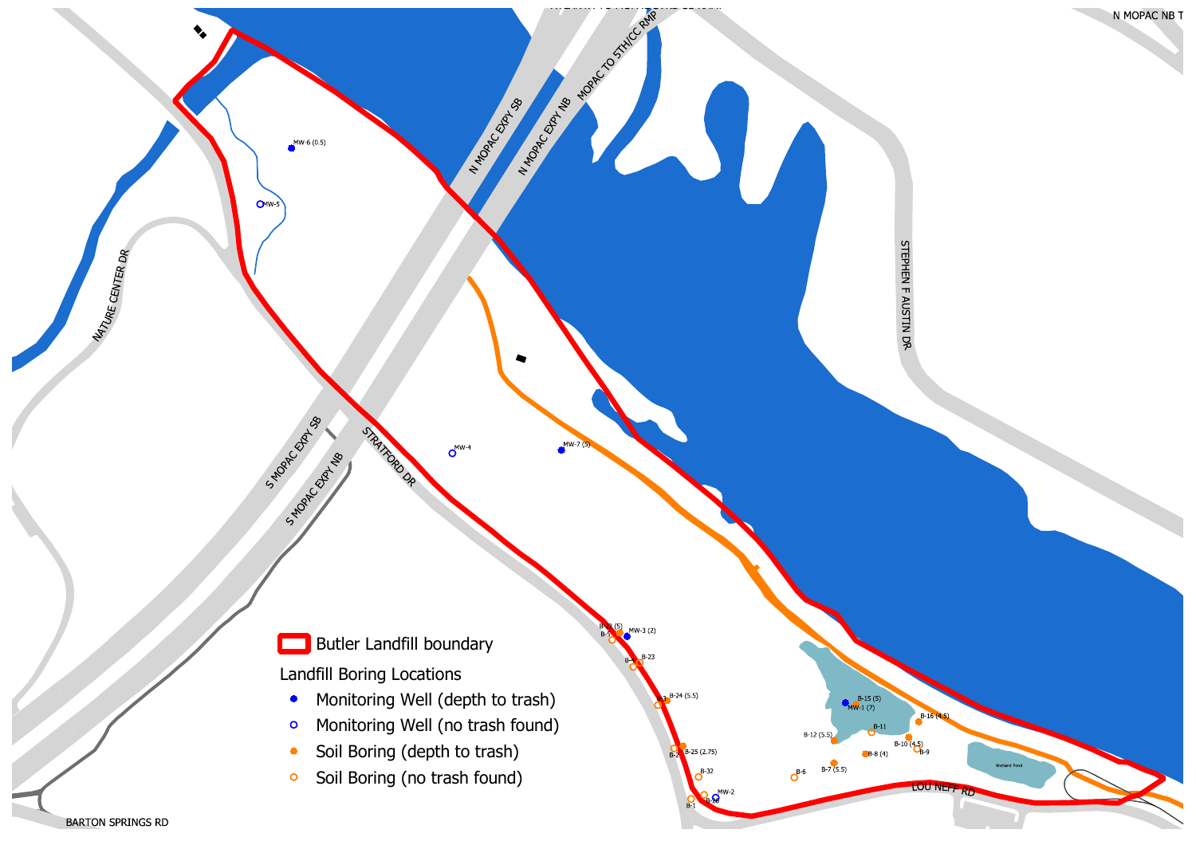Butler Landfill boundary

**Landfill Boring Locations**

- Monitoring Well (depth to trash)
- Monitoring Well (no trash found)
- Soil Boring (depth to trash)
- Soil Boring (no trash found)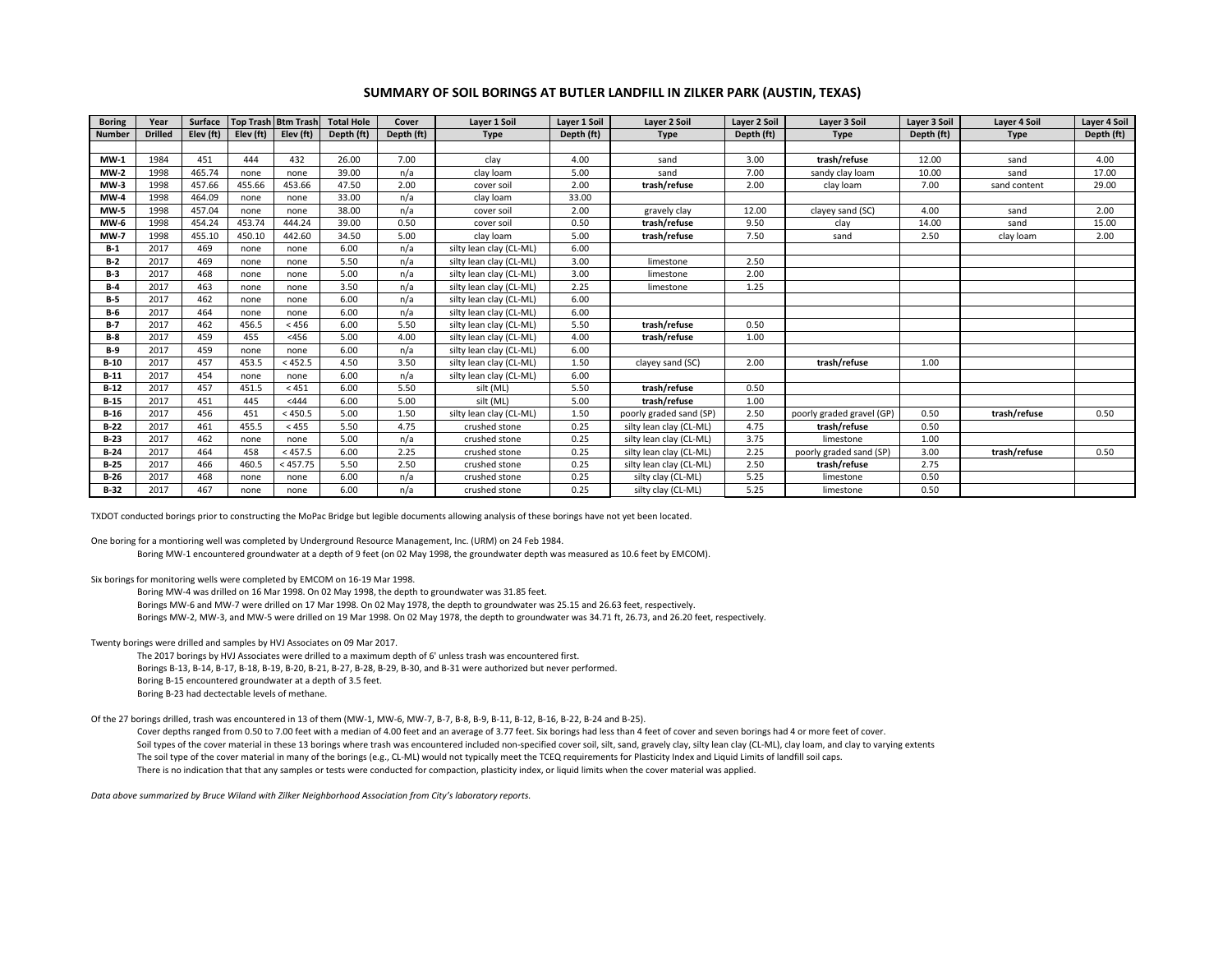# SUMMARY OF SOIL BORINGS AT BUTLER LANDFILL IN ZILKER PARK (AUSTIN, TEXAS)

| Boring Number | Year Drilled | Surface Elev (ft) | Top Trash Elev (ft) | Btm Trash Elev (ft) | Total Hole Depth (ft) | Cover Depth (ft) | Layer 1 Soil Type | Layer 1 Soil Depth (ft) | Layer 2 Soil Type | Layer 2 Soil Depth (ft) | Layer 3 Soil Type | Layer 3 Soil Depth (ft) | Layer 4 Soil Type | Layer 4 Soil Depth (ft) |
|---|---|---|---|---|---|---|---|---|---|---|---|---|---|---|
| **MW-1** | 1984 | 451 | 444 | 432 | 26.00 | 7.00 | clay | 4.00 | sand | 3.00 | **trash/refuse** | 12.00 | sand | 4.00 |
| **MW-2** | 1998 | 465.74 | none | none | 39.00 | n/a | clay loam | 5.00 | sand | 7.00 | sandy clay loam | 10.00 | sand | 17.00 |
| **MW-3** | 1998 | 457.66 | 455.66 | 453.66 | 47.50 | 2.00 | cover soil | 2.00 | **trash/refuse** | 2.00 | clay loam | 7.00 | sand content | 29.00 |
| **MW-4** | 1998 | 464.09 | none | none | 33.00 | n/a | clay loam | 33.00 | | | | | | |
| **MW-5** | 1998 | 457.04 | none | none | 38.00 | n/a | cover soil | 2.00 | gravely clay | 12.00 | clayey sand (SC) | 4.00 | sand | 2.00 |
| **MW-6** | 1998 | 454.24 | 453.74 | 444.24 | 39.00 | 0.50 | cover soil | 0.50 | **trash/refuse** | 9.50 | clay | 14.00 | sand | 15.00 |
| **MW-7** | 1998 | 455.10 | 450.10 | 442.60 | 34.50 | 5.00 | clay loam | 5.00 | **trash/refuse** | 7.50 | sand | 2.50 | clay loam | 2.00 |
| **B-1** | 2017 | 469 | none | none | 6.00 | n/a | silty lean clay (CL-ML) | 6.00 | | | | | | |
| **B-2** | 2017 | 469 | none | none | 5.50 | n/a | silty lean clay (CL-ML) | 3.00 | limestone | 2.50 | | | | |
| **B-3** | 2017 | 468 | none | none | 5.00 | n/a | silty lean clay (CL-ML) | 3.00 | limestone | 2.00 | | | | |
| **B-4** | 2017 | 463 | none | none | 3.50 | n/a | silty lean clay (CL-ML) | 2.25 | limestone | 1.25 | | | | |
| **B-5** | 2017 | 462 | none | none | 6.00 | n/a | silty lean clay (CL-ML) | 6.00 | | | | | | |
| **B-6** | 2017 | 464 | none | none | 6.00 | n/a | silty lean clay (CL-ML) | 6.00 | | | | | | |
| **B-7** | 2017 | 462 | 456.5 | < 456 | 6.00 | 5.50 | silty lean clay (CL-ML) | 5.50 | **trash/refuse** | 0.50 | | | | |
| **B-8** | 2017 | 459 | 455 | <456 | 5.00 | 4.00 | silty lean clay (CL-ML) | 4.00 | **trash/refuse** | 1.00 | | | | |
| **B-9** | 2017 | 459 | none | none | 6.00 | n/a | silty lean clay (CL-ML) | 6.00 | | | | | | |
| **B-10** | 2017 | 457 | 453.5 | < 452.5 | 4.50 | 3.50 | silty lean clay (CL-ML) | 1.50 | clayey sand (SC) | 2.00 | **trash/refuse** | 1.00 | | |
| **B-11** | 2017 | 454 | none | none | 6.00 | n/a | silty lean clay (CL-ML) | 6.00 | | | | | | |
| **B-12** | 2017 | 457 | 451.5 | < 451 | 6.00 | 5.50 | silt (ML) | 5.50 | **trash/refuse** | 0.50 | | | | |
| **B-15** | 2017 | 451 | 445 | <444 | 6.00 | 5.00 | silt (ML) | 5.00 | **trash/refuse** | 1.00 | | | | |
| **B-16** | 2017 | 456 | 451 | < 450.5 | 5.00 | 1.50 | silty lean clay (CL-ML) | 1.50 | poorly graded sand (SP) | 2.50 | poorly graded gravel (GP) | 0.50 | **trash/refuse** | 0.50 |
| **B-22** | 2017 | 461 | 455.5 | < 455 | 5.50 | 4.75 | crushed stone | 0.25 | silty lean clay (CL-ML) | 4.75 | **trash/refuse** | 0.50 | | |
| **B-23** | 2017 | 462 | none | none | 5.00 | n/a | crushed stone | 0.25 | silty lean clay (CL-ML) | 3.75 | limestone | 1.00 | | |
| **B-24** | 2017 | 464 | 458 | < 457.5 | 6.00 | 2.25 | crushed stone | 0.25 | silty lean clay (CL-ML) | 2.25 | poorly graded sand (SP) | 3.00 | **trash/refuse** | 0.50 |
| **B-25** | 2017 | 466 | 460.5 | < 457.75 | 5.50 | 2.50 | crushed stone | 0.25 | silty lean clay (CL-ML) | 2.50 | **trash/refuse** | 2.75 | | |
| **B-26** | 2017 | 468 | none | none | 6.00 | n/a | crushed stone | 0.25 | silty clay (CL-ML) | 5.25 | limestone | 0.50 | | |
| **B-32** | 2017 | 467 | none | none | 6.00 | n/a | crushed stone | 0.25 | silty clay (CL-ML) | 5.25 | limestone | 0.50 | | |

TXDOT conducted borings prior to constructing the MoPac Bridge but legible documents allowing analysis of these borings have not yet been located.

One boring for a montioring well was completed by Underground Resource Management, Inc. (URM) on 24 Feb 1984.

Boring MW-1 encountered groundwater at a depth of 9 feet (on 02 May 1998, the groundwater depth was measured as 10.6 feet by EMCOM).

Six borings for monitoring wells were completed by EMCOM on 16-19 Mar 1998.

Boring MW-4 was drilled on 16 Mar 1998. On 02 May 1998, the depth to groundwater was 31.85 feet.
Borings MW-6 and MW-7 were drilled on 17 Mar 1998. On 02 May 1978, the depth to groundwater was 25.15 and 26.63 feet, respectively.
Borings MW-2, MW-3, and MW-5 were drilled on 19 Mar 1998. On 02 May 1978, the depth to groundwater was 34.71 ft, 26.73, and 26.20 feet, respectively.

Twenty borings were drilled and samples by HVJ Associates on 09 Mar 2017.

The 2017 borings by HVJ Associates were drilled to a maximum depth of 6' unless trash was encountered first.
Borings B-13, B-14, B-17, B-18, B-19, B-20, B-21, B-27, B-28, B-29, B-30, and B-31 were authorized but never performed.
Boring B-15 encountered groundwater at a depth of 3.5 feet.
Boring B-23 had dectectable levels of methane.

Of the 27 borings drilled, trash was encountered in 13 of them (MW-1, MW-6, MW-7, B-7, B-8, B-9, B-11, B-12, B-16, B-22, B-24 and B-25).

Cover depths ranged from 0.50 to 7.00 feet with a median of 4.00 feet and an average of 3.77 feet. Six borings had less than 4 feet of cover and seven borings had 4 or more feet of cover.
Soil types of the cover material in these 13 borings where trash was encountered included non-specified cover soil, silt, sand, gravely clay, silty lean clay (CL-ML), clay loam, and clay to varying extents
The soil type of the cover material in many of the borings (e.g., CL-ML) would not typically meet the TCEQ requirements for Plasticity Index and Liquid Limits of landfill soil caps.
There is no indication that that any samples or tests were conducted for compaction, plasticity index, or liquid limits when the cover material was applied.

*Data above summarized by Bruce Wiland with Zilker Neighborhood Association from City's laboratory reports.*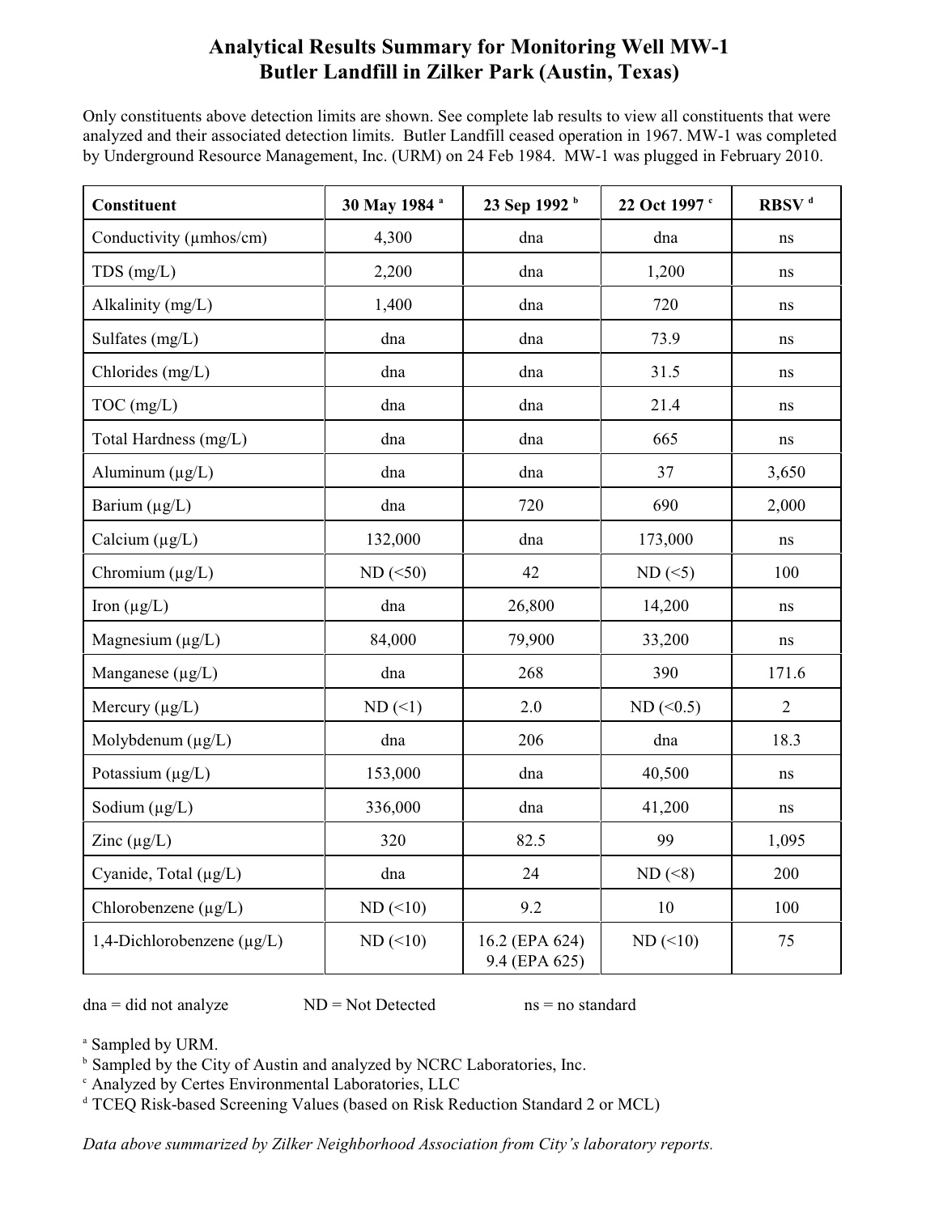# Analytical Results Summary for Monitoring Well MW-1
## Butler Landfill in Zilker Park (Austin, Texas)

Only constituents above detection limits are shown. See complete lab results to view all constituents that were analyzed and their associated detection limits. Butler Landfill ceased operation in 1967. MW-1 was completed by Underground Resource Management, Inc. (URM) on 24 Feb 1984. MW-1 was plugged in February 2010.

| Constituent | 30 May 1984 [a] | 23 Sep 1992 [b] | 22 Oct 1997 [c] | RBSV [d] |
|---|---|---|---|---|
| Conductivity (µmhos/cm) | 4,300 | dna | dna | ns |
| TDS (mg/L) | 2,200 | dna | 1,200 | ns |
| Alkalinity (mg/L) | 1,400 | dna | 720 | ns |
| Sulfates (mg/L) | dna | dna | 73.9 | ns |
| Chlorides (mg/L) | dna | dna | 31.5 | ns |
| TOC (mg/L) | dna | dna | 21.4 | ns |
| Total Hardness (mg/L) | dna | dna | 665 | ns |
| Aluminum (µg/L) | dna | dna | 37 | 3,650 |
| Barium (µg/L) | dna | 720 | 690 | 2,000 |
| Calcium (µg/L) | 132,000 | dna | 173,000 | ns |
| Chromium (µg/L) | ND (<50) | 42 | ND (<5) | 100 |
| Iron (µg/L) | dna | 26,800 | 14,200 | ns |
| Magnesium (µg/L) | 84,000 | 79,900 | 33,200 | ns |
| Manganese (µg/L) | dna | 268 | 390 | 171.6 |
| Mercury (µg/L) | ND (<1) | 2.0 | ND (<0.5) | 2 |
| Molybdenum (µg/L) | dna | 206 | dna | 18.3 |
| Potassium (µg/L) | 153,000 | dna | 40,500 | ns |
| Sodium (µg/L) | 336,000 | dna | 41,200 | ns |
| Zinc (µg/L) | 320 | 82.5 | 99 | 1,095 |
| Cyanide, Total (µg/L) | dna | 24 | ND (<8) | 200 |
| Chlorobenzene (µg/L) | ND (<10) | 9.2 | 10 | 100 |
| 1,4-Dichlorobenzene (µg/L) | ND (<10) | 16.2 (EPA 624) 9.4 (EPA 625) | ND (<10) | 75 |

dna = did not analyze   ND = Not Detected   ns = no standard

[a] Sampled by URM.
[b] Sampled by the City of Austin and analyzed by NCRC Laboratories, Inc.
[c] Analyzed by Certes Environmental Laboratories, LLC
[d] TCEQ Risk-based Screening Values (based on Risk Reduction Standard 2 or MCL)

*Data above summarized by Zilker Neighborhood Association from City's laboratory reports.*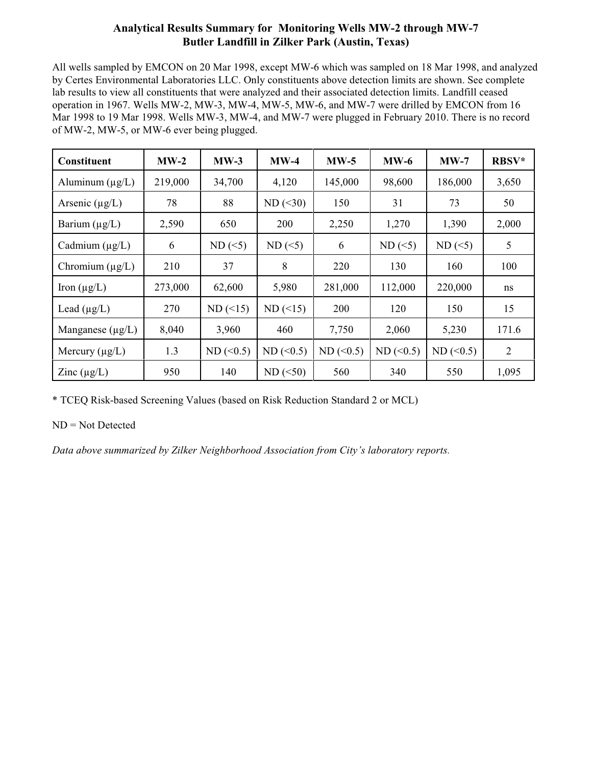**Analytical Results Summary for Monitoring Wells MW-2 through MW-7**
**Butler Landfill in Zilker Park (Austin, Texas)**

All wells sampled by EMCON on 20 Mar 1998, except MW-6 which was sampled on 18 Mar 1998, and analyzed by Certes Environmental Laboratories LLC. Only constituents above detection limits are shown. See complete lab results to view all constituents that were analyzed and their associated detection limits. Landfill ceased operation in 1967. Wells MW-2, MW-3, MW-4, MW-5, MW-6, and MW-7 were drilled by EMCON from 16 Mar 1998 to 19 Mar 1998. Wells MW-3, MW-4, and MW-7 were plugged in February 2010. There is no record of MW-2, MW-5, or MW-6 ever being plugged.

| Constituent | MW-2 | MW-3 | MW-4 | MW-5 | MW-6 | MW-7 | RBSV* |
|---|---|---|---|---|---|---|---|
| Aluminum (μg/L) | 219,000 | 34,700 | 4,120 | 145,000 | 98,600 | 186,000 | 3,650 |
| Arsenic (μg/L) | 78 | 88 | ND (<30) | 150 | 31 | 73 | 50 |
| Barium (μg/L) | 2,590 | 650 | 200 | 2,250 | 1,270 | 1,390 | 2,000 |
| Cadmium (μg/L) | 6 | ND (<5) | ND (<5) | 6 | ND (<5) | ND (<5) | 5 |
| Chromium (μg/L) | 210 | 37 | 8 | 220 | 130 | 160 | 100 |
| Iron (μg/L) | 273,000 | 62,600 | 5,980 | 281,000 | 112,000 | 220,000 | ns |
| Lead (μg/L) | 270 | ND (<15) | ND (<15) | 200 | 120 | 150 | 15 |
| Manganese (μg/L) | 8,040 | 3,960 | 460 | 7,750 | 2,060 | 5,230 | 171.6 |
| Mercury (μg/L) | 1.3 | ND (<0.5) | ND (<0.5) | ND (<0.5) | ND (<0.5) | ND (<0.5) | 2 |
| Zinc (μg/L) | 950 | 140 | ND (<50) | 560 | 340 | 550 | 1,095 |

* TCEQ Risk-based Screening Values (based on Risk Reduction Standard 2 or MCL)

ND = Not Detected

*Data above summarized by Zilker Neighborhood Association from City's laboratory reports.*